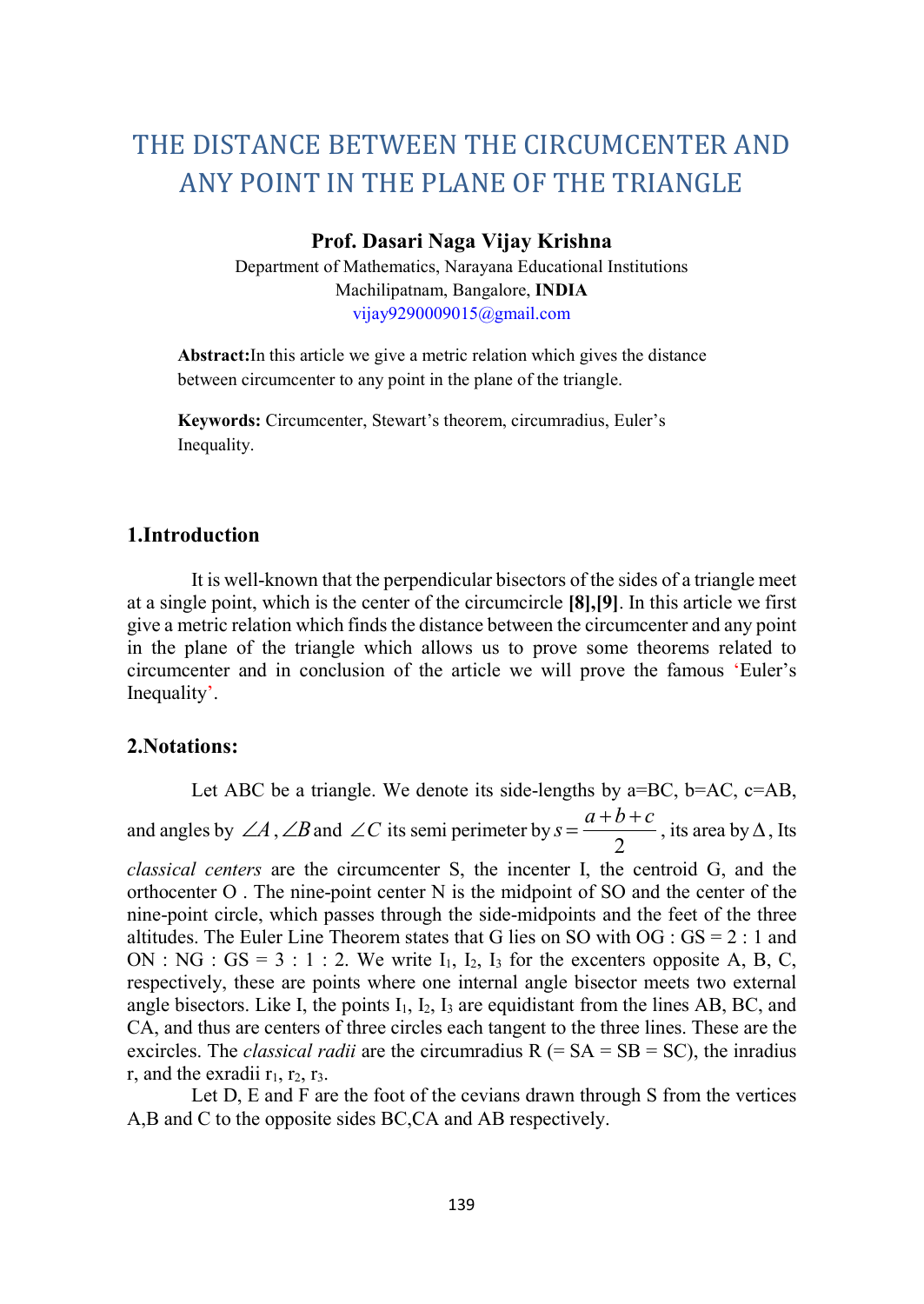# THE DISTANCE BETWEEN THE CIRCUMCENTER AND ANY POINT IN THE PLANE OF THE TRIANGLE

**Prof. Dasari Naga Vijay Krishna**

Department of Mathematics, Narayana Educational Institutions
Machilipatnam, Bangalore, **INDIA**
vijay9290009015@gmail.com

**Abstract:** In this article we give a metric relation which gives the distance between circumcenter to any point in the plane of the triangle.

**Keywords:** Circumcenter, Stewart's theorem, circumradius, Euler's Inequality.

## 1.Introduction

It is well-known that the perpendicular bisectors of the sides of a triangle meet at a single point, which is the center of the circumcircle **[8],[9]**. In this article we first give a metric relation which finds the distance between the circumcenter and any point in the plane of the triangle which allows us to prove some theorems related to circumcenter and in conclusion of the article we will prove the famous 'Euler's Inequality'.

## 2.Notations:

Let ABC be a triangle. We denote its side-lengths by a=BC, b=AC, c=AB, and angles by $\angle A$, $\angle B$ and $\angle C$ its semi perimeter by $s = \frac{a+b+c}{2}$, its area by $\Delta$, Its *classical centers* are the circumcenter S, the incenter I, the centroid G, and the orthocenter O . The nine-point center N is the midpoint of SO and the center of the nine-point circle, which passes through the side-midpoints and the feet of the three altitudes. The Euler Line Theorem states that G lies on SO with OG : GS = 2 : 1 and ON : NG : GS = 3 : 1 : 2. We write $I_1$, $I_2$, $I_3$ for the excenters opposite A, B, C, respectively, these are points where one internal angle bisector meets two external angle bisectors. Like I, the points $I_1$, $I_2$, $I_3$ are equidistant from the lines AB, BC, and CA, and thus are centers of three circles each tangent to the three lines. These are the excircles. The *classical radii* are the circumradius R (= SA = SB = SC), the inradius r, and the exradii $r_1$, $r_2$, $r_3$.

Let D, E and F are the foot of the cevians drawn through S from the vertices A,B and C to the opposite sides BC,CA and AB respectively.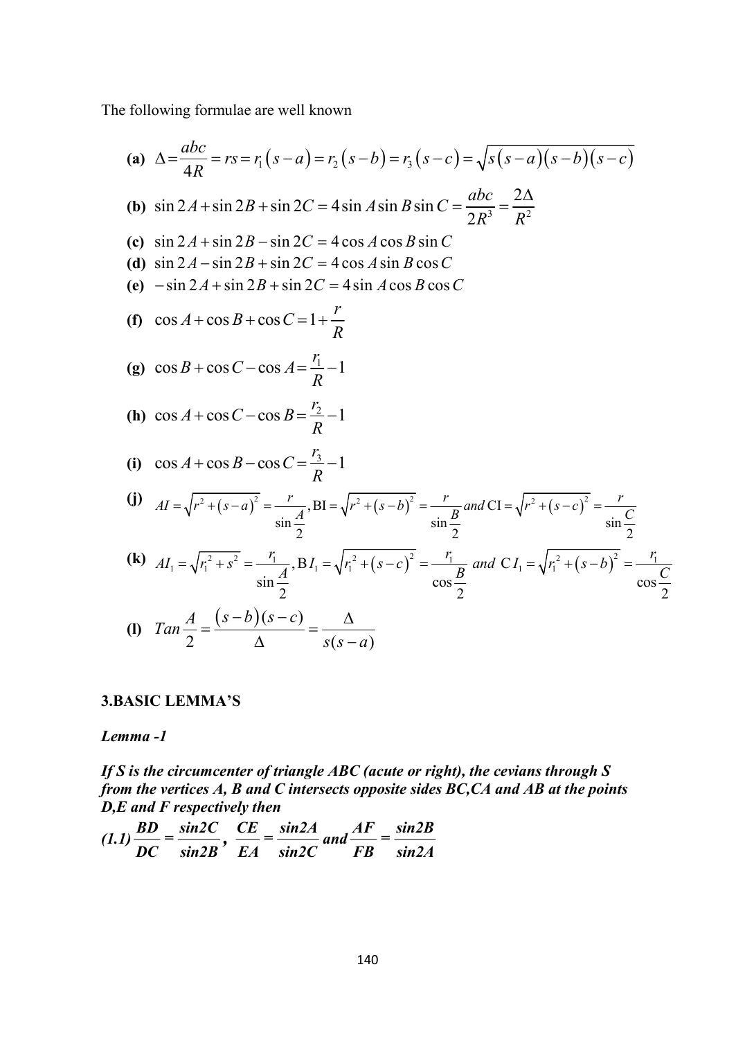The following formulae are well known

**(a)** $\Delta = \dfrac{abc}{4R} = rs = r_1(s-a) = r_2(s-b) = r_3(s-c) = \sqrt{s(s-a)(s-b)(s-c)}$

**(b)** $\sin 2A + \sin 2B + \sin 2C = 4\sin A \sin B \sin C = \dfrac{abc}{2R^3} = \dfrac{2\Delta}{R^2}$

**(c)** $\sin 2A + \sin 2B - \sin 2C = 4\cos A \cos B \sin C$

**(d)** $\sin 2A - \sin 2B + \sin 2C = 4\cos A \sin B \cos C$

**(e)** $-\sin 2A + \sin 2B + \sin 2C = 4\sin A \cos B \cos C$

**(f)** $\cos A + \cos B + \cos C = 1 + \dfrac{r}{R}$

**(g)** $\cos B + \cos C - \cos A = \dfrac{r_1}{R} - 1$

**(h)** $\cos A + \cos C - \cos B = \dfrac{r_2}{R} - 1$

**(i)** $\cos A + \cos B - \cos C = \dfrac{r_3}{R} - 1$

**(j)** $AI = \sqrt{r^2 + (s-a)^2} = \dfrac{r}{\sin\frac{A}{2}}, \mathrm{BI} = \sqrt{r^2 + (s-b)^2} = \dfrac{r}{\sin\frac{B}{2}} \, and \, \mathrm{CI} = \sqrt{r^2 + (s-c)^2} = \dfrac{r}{\sin\frac{C}{2}}$

**(k)** $AI_1 = \sqrt{r_1^2 + s^2} = \dfrac{r_1}{\sin\frac{A}{2}}, \mathrm{B}I_1 = \sqrt{r_1^2 + (s-c)^2} = \dfrac{r_1}{\cos\frac{B}{2}} \; and \; \mathrm{C}I_1 = \sqrt{r_1^2 + (s-b)^2} = \dfrac{r_1}{\cos\frac{C}{2}}$

**(l)** $Tan\dfrac{A}{2} = \dfrac{(s-b)(s-c)}{\Delta} = \dfrac{\Delta}{s(s-a)}$

### 3.BASIC LEMMA'S

***Lemma -1***

***If S is the circumcenter of triangle ABC (acute or right), the cevians through S from the vertices A, B and C intersects opposite sides BC,CA and AB at the points D,E and F respectively then***

***(1.1)*** $\dfrac{BD}{DC} = \dfrac{\sin 2C}{\sin 2B}, \; \dfrac{CE}{EA} = \dfrac{\sin 2A}{\sin 2C} \; and \; \dfrac{AF}{FB} = \dfrac{\sin 2B}{\sin 2A}$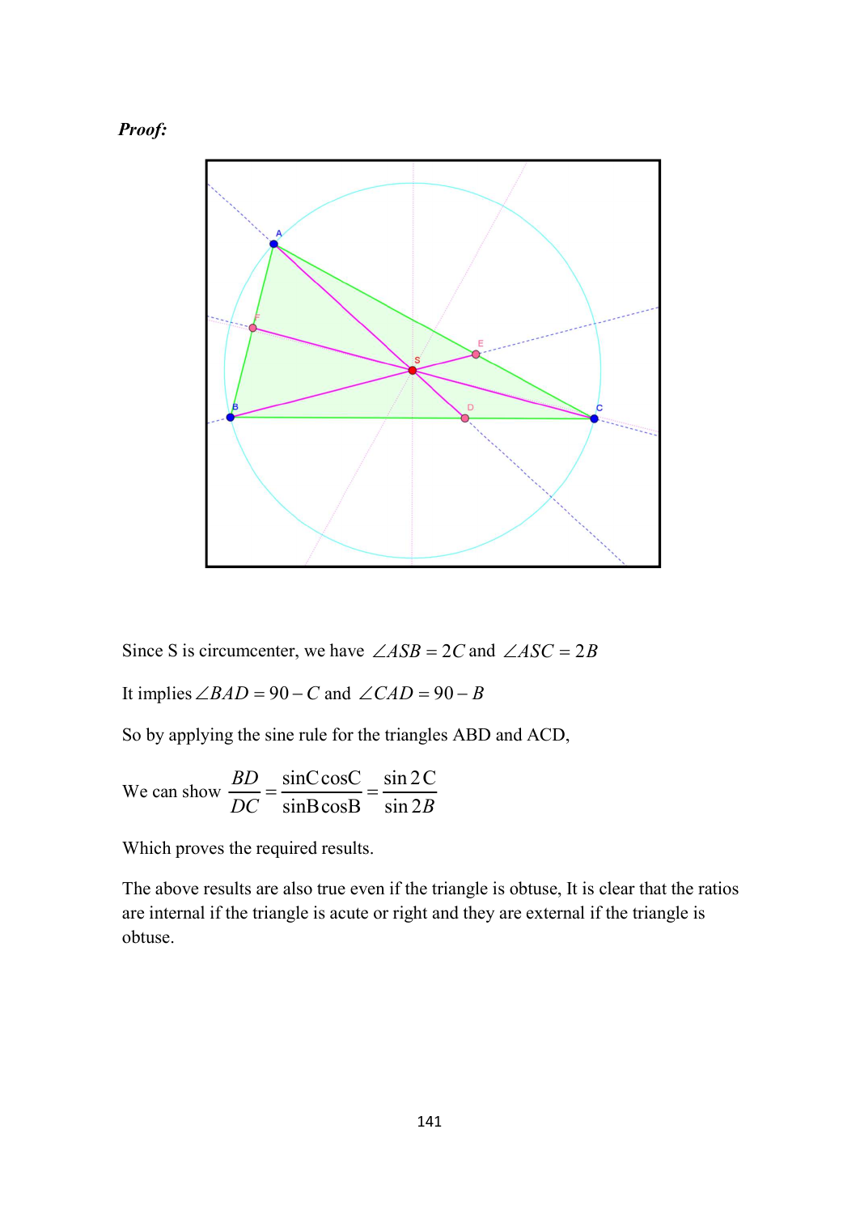***Proof:***

Since S is circumcenter, we have $\angle ASB = 2C$ and $\angle ASC = 2B$

It implies $\angle BAD = 90 - C$ and $\angle CAD = 90 - B$

So by applying the sine rule for the triangles ABD and ACD,

We can show $\dfrac{BD}{DC} = \dfrac{\sin C \cos C}{\sin B \cos B} = \dfrac{\sin 2C}{\sin 2B}$

Which proves the required results.

The above results are also true even if the triangle is obtuse, It is clear that the ratios are internal if the triangle is acute or right and they are external if the triangle is obtuse.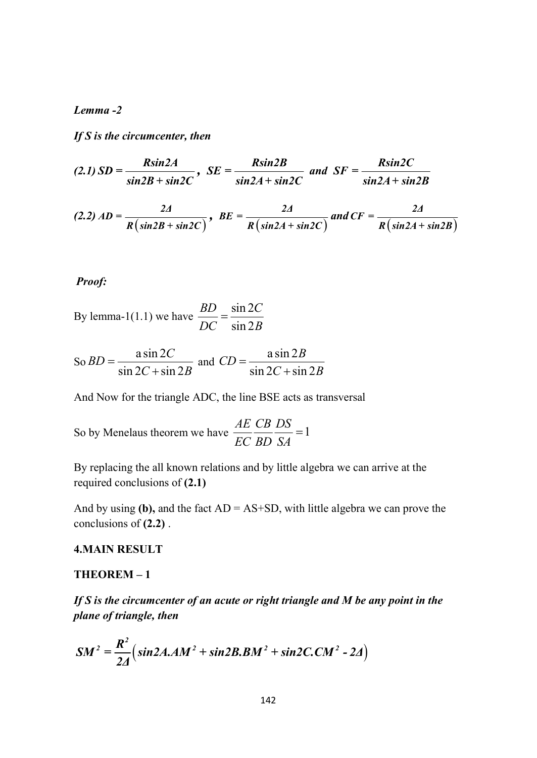***Lemma -2***

***If S is the circumcenter, then***

$$(2.1)\ SD = \frac{R\sin 2A}{\sin 2B + \sin 2C},\quad SE = \frac{R\sin 2B}{\sin 2A + \sin 2C}\ \text{ and }\ SF = \frac{R\sin 2C}{\sin 2A + \sin 2B}$$

$$(2.2)\ AD = \frac{2\Delta}{R\left(\sin 2B + \sin 2C\right)},\quad BE = \frac{2\Delta}{R\left(\sin 2A + \sin 2C\right)}\ \text{and}\ CF = \frac{2\Delta}{R\left(\sin 2A + \sin 2B\right)}$$

***Proof:***

By lemma-1(1.1) we have $\frac{BD}{DC} = \frac{\sin 2C}{\sin 2B}$

So $BD = \frac{a\sin 2C}{\sin 2C + \sin 2B}$ and $CD = \frac{a\sin 2B}{\sin 2C + \sin 2B}$

And Now for the triangle ADC, the line BSE acts as transversal

So by Menelaus theorem we have $\frac{AE}{EC}\frac{CB}{BD}\frac{DS}{SA} = 1$

By replacing the all known relations and by little algebra we can arrive at the required conclusions of **(2.1)**

And by using **(b),** and the fact AD = AS+SD, with little algebra we can prove the conclusions of **(2.2)** .

## 4.MAIN RESULT

### THEOREM – 1

***If S is the circumcenter of an acute or right triangle and M be any point in the plane of triangle, then***

$$SM^2 = \frac{R^2}{2\Delta}\left(\sin 2A.AM^2 + \sin 2B.BM^2 + \sin 2C.CM^2 - 2\Delta\right)$$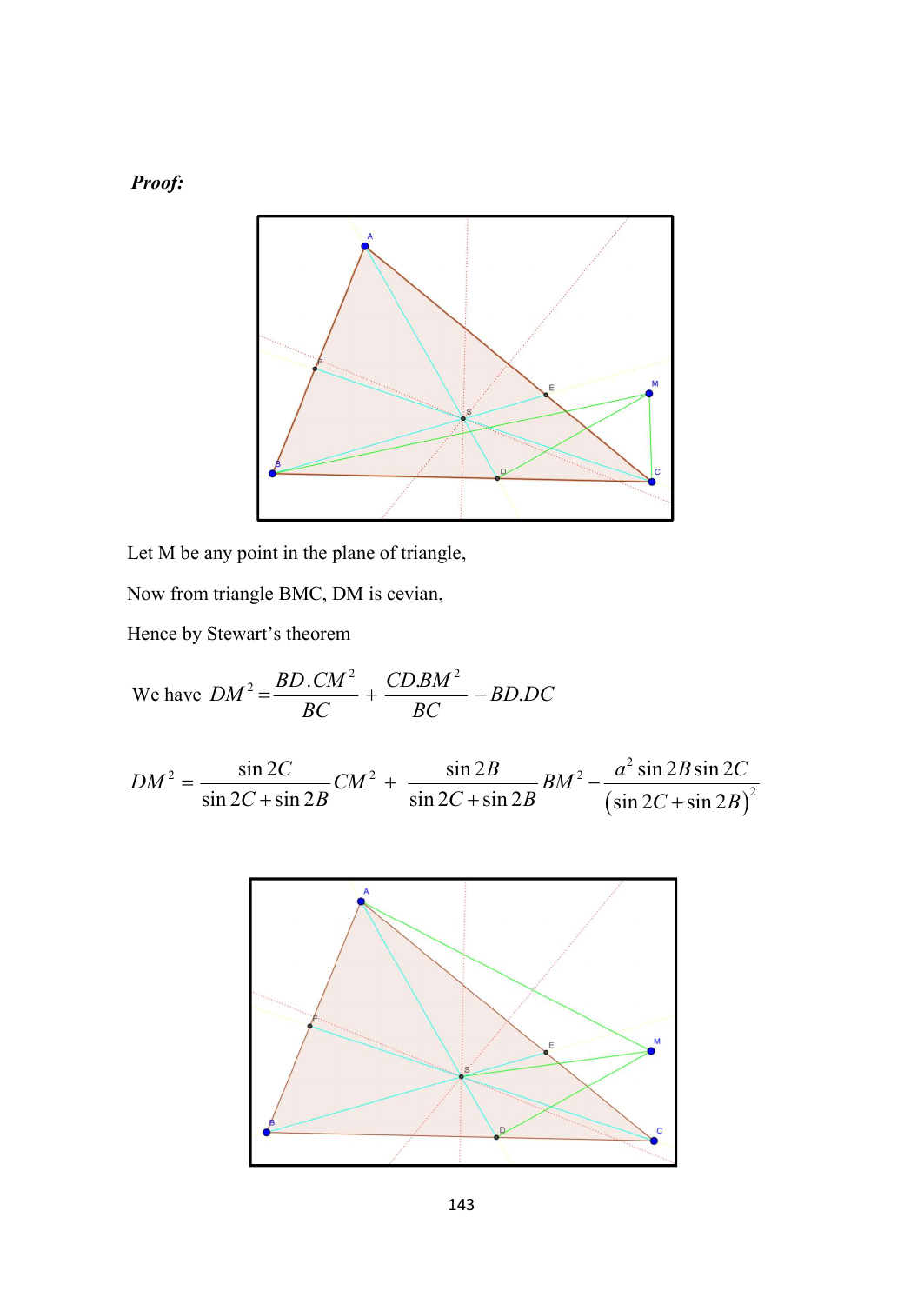***Proof:***

Let M be any point in the plane of triangle,

Now from triangle BMC, DM is cevian,

Hence by Stewart's theorem

We have $DM^2 = \dfrac{BD.CM^2}{BC} + \dfrac{CD.BM^2}{BC} - BD.DC$

$$DM^2 = \frac{\sin 2C}{\sin 2C + \sin 2B} CM^2 + \frac{\sin 2B}{\sin 2C + \sin 2B} BM^2 - \frac{a^2 \sin 2B \sin 2C}{\left(\sin 2C + \sin 2B\right)^2}$$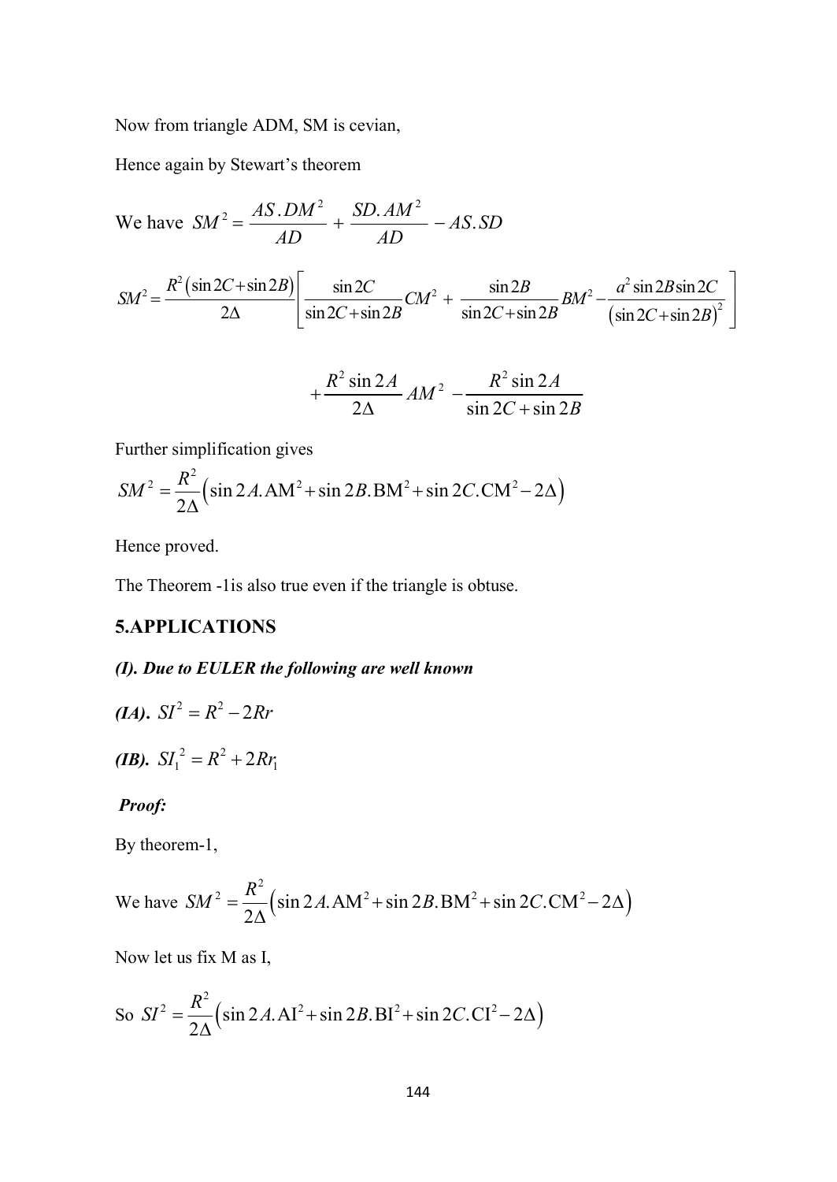Now from triangle ADM, SM is cevian,

Hence again by Stewart's theorem

We have $SM^2 = \dfrac{AS.DM^2}{AD} + \dfrac{SD.AM^2}{AD} - AS.SD$

$$SM^2 = \frac{R^2(\sin 2C + \sin 2B)}{2\Delta}\left[\frac{\sin 2C}{\sin 2C + \sin 2B}CM^2 + \frac{\sin 2B}{\sin 2C + \sin 2B}BM^2 - \frac{a^2 \sin 2B \sin 2C}{(\sin 2C + \sin 2B)^2}\right]$$

$$+\frac{R^2 \sin 2A}{2\Delta}AM^2 - \frac{R^2 \sin 2A}{\sin 2C + \sin 2B}$$

Further simplification gives

$$SM^2 = \frac{R^2}{2\Delta}\left(\sin 2A.\text{AM}^2 + \sin 2B.\text{BM}^2 + \sin 2C.\text{CM}^2 - 2\Delta\right)$$

Hence proved.

The Theorem -1is also true even if the triangle is obtuse.

## 5.APPLICATIONS

***(I). Due to EULER the following are well known***

***(IA).*** $SI^2 = R^2 - 2Rr$

***(IB).*** $SI_1^{\,2} = R^2 + 2Rr_1$

***Proof:***

By theorem-1,

We have $SM^2 = \dfrac{R^2}{2\Delta}\left(\sin 2A.\text{AM}^2 + \sin 2B.\text{BM}^2 + \sin 2C.\text{CM}^2 - 2\Delta\right)$

Now let us fix M as I,

So $SI^2 = \dfrac{R^2}{2\Delta}\left(\sin 2A.\text{AI}^2 + \sin 2B.\text{BI}^2 + \sin 2C.\text{CI}^2 - 2\Delta\right)$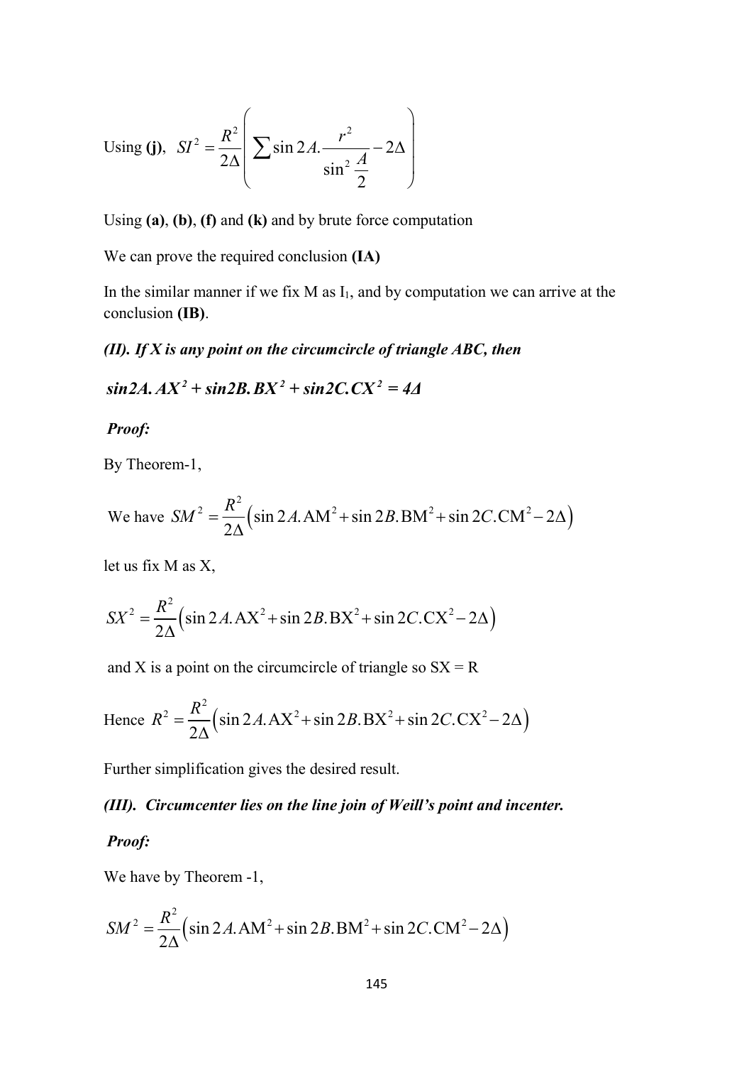Using **(j)**, $SI^2 = \dfrac{R^2}{2\Delta}\left(\sum \sin 2A.\dfrac{r^2}{\sin^2 \dfrac{A}{2}} - 2\Delta\right)$

Using **(a)**, **(b)**, **(f)** and **(k)** and by brute force computation

We can prove the required conclusion **(IA)**

In the similar manner if we fix M as $I_1$, and by computation we can arrive at the conclusion **(IB)**.

***(II). If X is any point on the circumcircle of triangle ABC, then***

$$\boldsymbol{\sin 2A.\, AX^2 + \sin 2B.\, BX^2 + \sin 2C.\, CX^2 = 4\Delta}$$

***Proof:***

By Theorem-1,

We have $SM^2 = \dfrac{R^2}{2\Delta}\left(\sin 2A.\mathrm{AM}^2 + \sin 2B.\mathrm{BM}^2 + \sin 2C.\mathrm{CM}^2 - 2\Delta\right)$

let us fix M as X,

$$SX^2 = \frac{R^2}{2\Delta}\left(\sin 2A.\mathrm{AX}^2 + \sin 2B.\mathrm{BX}^2 + \sin 2C.\mathrm{CX}^2 - 2\Delta\right)$$

and X is a point on the circumcircle of triangle so SX = R

Hence $R^2 = \dfrac{R^2}{2\Delta}\left(\sin 2A.\mathrm{AX}^2 + \sin 2B.\mathrm{BX}^2 + \sin 2C.\mathrm{CX}^2 - 2\Delta\right)$

Further simplification gives the desired result.

***(III). Circumcenter lies on the line join of Weill's point and incenter.***

***Proof:***

We have by Theorem -1,

$$SM^2 = \frac{R^2}{2\Delta}\left(\sin 2A.\mathrm{AM}^2 + \sin 2B.\mathrm{BM}^2 + \sin 2C.\mathrm{CM}^2 - 2\Delta\right)$$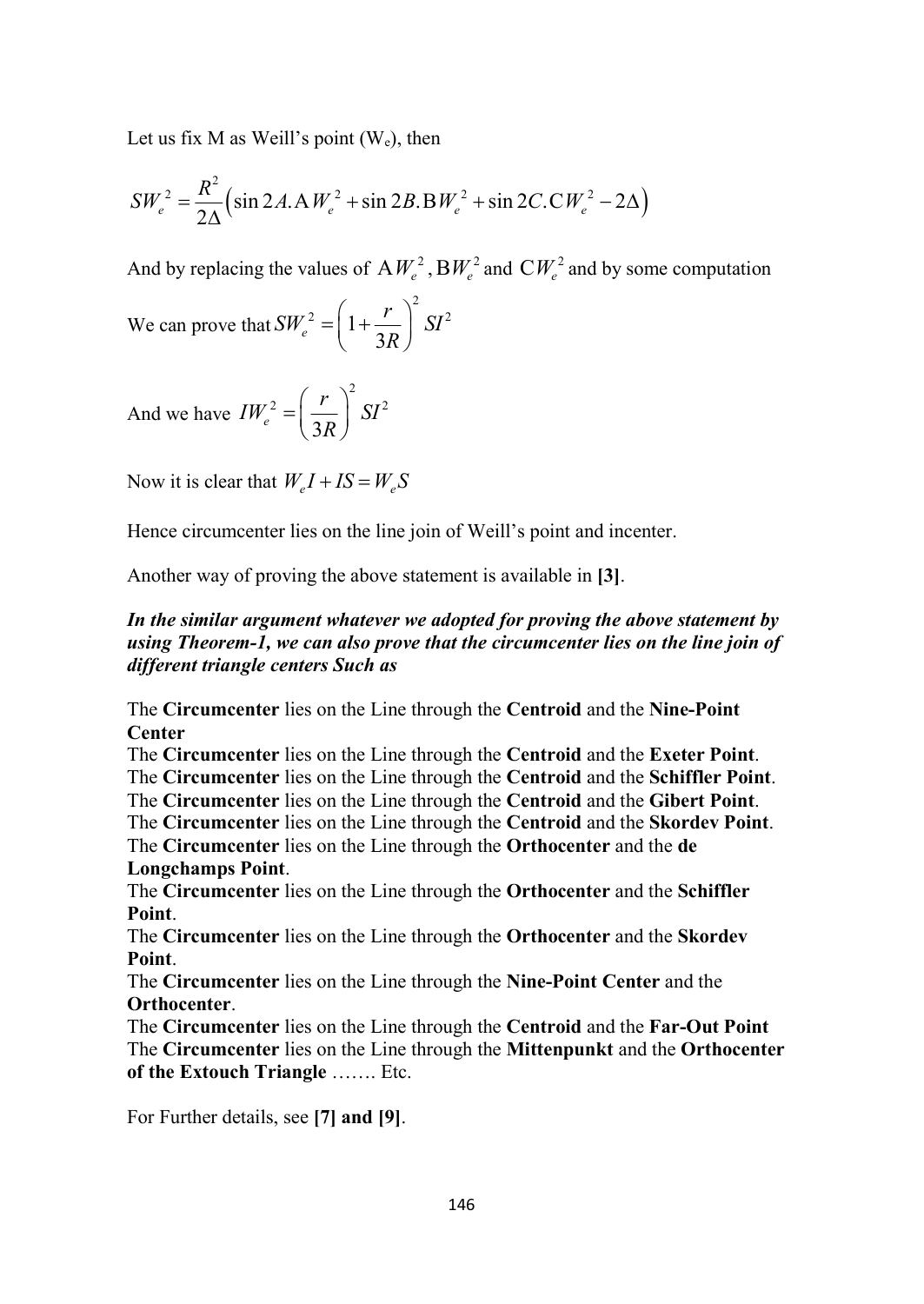Let us fix M as Weill's point ($W_e$), then

$$SW_e^{\,2} = \frac{R^2}{2\Delta}\left(\sin 2A.\mathrm{A}W_e^{\,2} + \sin 2B.\mathrm{B}W_e^{\,2} + \sin 2C.\mathrm{C}W_e^{\,2} - 2\Delta\right)$$

And by replacing the values of $\mathrm{A}W_e^{\,2}, \mathrm{B}W_e^{\,2}$ and $\mathrm{C}W_e^{\,2}$ and by some computation

We can prove that $SW_e^{\,2} = \left(1 + \frac{r}{3R}\right)^2 SI^2$

And we have $IW_e^{\,2} = \left(\frac{r}{3R}\right)^2 SI^2$

Now it is clear that $W_e I + IS = W_e S$

Hence circumcenter lies on the line join of Weill's point and incenter.

Another way of proving the above statement is available in **[3]**.

***In the similar argument whatever we adopted for proving the above statement by using Theorem-1, we can also prove that the circumcenter lies on the line join of different triangle centers Such as***

The **Circumcenter** lies on the Line through the **Centroid** and the **Nine-Point Center**  
The **Circumcenter** lies on the Line through the **Centroid** and the **Exeter Point**.  
The **Circumcenter** lies on the Line through the **Centroid** and the **Schiffler Point**.  
The **Circumcenter** lies on the Line through the **Centroid** and the **Gibert Point**.  
The **Circumcenter** lies on the Line through the **Centroid** and the **Skordev Point**.  
The **Circumcenter** lies on the Line through the **Orthocenter** and the **de Longchamps Point**.  
The **Circumcenter** lies on the Line through the **Orthocenter** and the **Schiffler Point**.  
The **Circumcenter** lies on the Line through the **Orthocenter** and the **Skordev Point**.  
The **Circumcenter** lies on the Line through the **Nine-Point Center** and the **Orthocenter**.  
The **Circumcenter** lies on the Line through the **Centroid** and the **Far-Out Point**  
The **Circumcenter** lies on the Line through the **Mittenpunkt** and the **Orthocenter of the Extouch Triangle** ……. Etc.

For Further details, see **[7] and [9]**.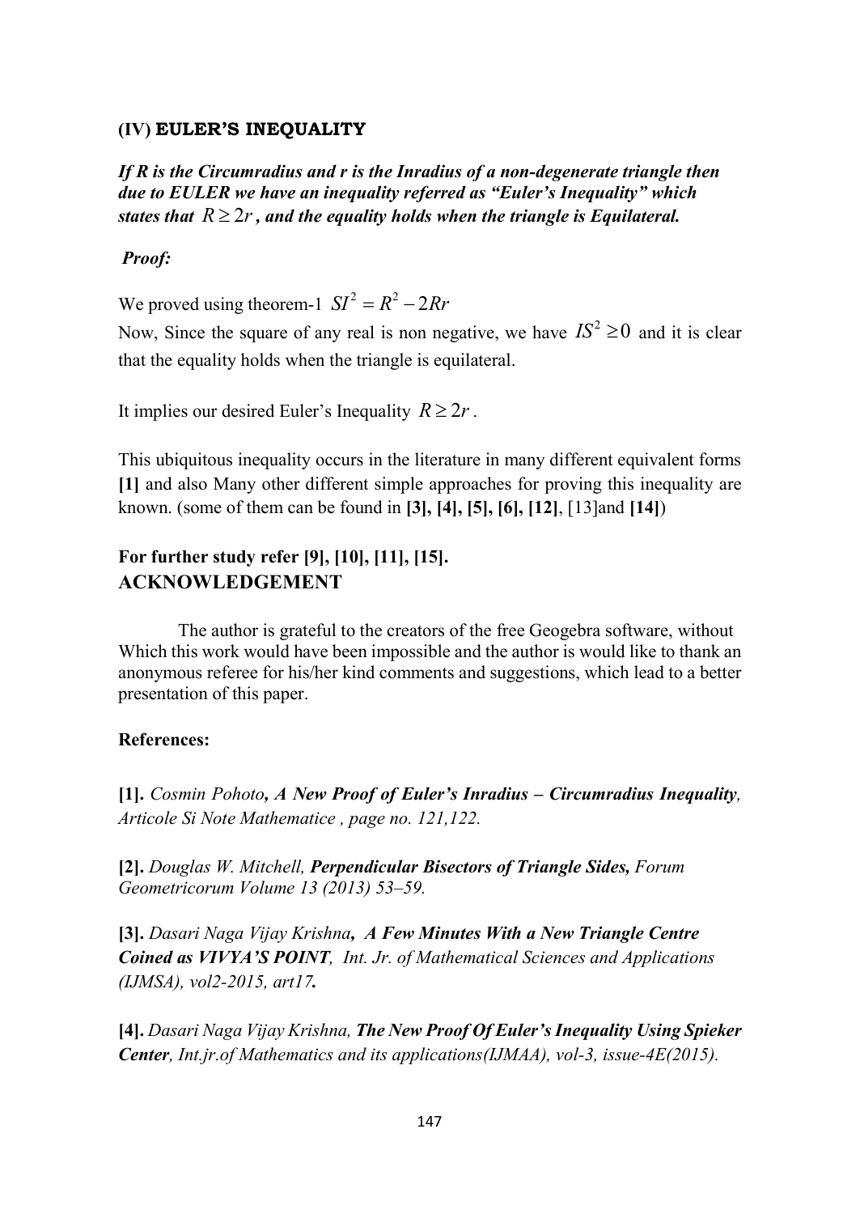### (IV) EULER'S INEQUALITY

***If R is the Circumradius and r is the Inradius of a non-degenerate triangle then due to EULER we have an inequality referred as "Euler's Inequality" which states that $R \geq 2r$, and the equality holds when the triangle is Equilateral.***

***Proof:***

We proved using theorem-1 $SI^2 = R^2 - 2Rr$

Now, Since the square of any real is non negative, we have $IS^2 \geq 0$ and it is clear that the equality holds when the triangle is equilateral.

It implies our desired Euler's Inequality $R \geq 2r$.

This ubiquitous inequality occurs in the literature in many different equivalent forms **[1]** and also Many other different simple approaches for proving this inequality are known. (some of them can be found in **[3], [4], [5], [6], [12]**, [13]and **[14]**)

## For further study refer [9], [10], [11], [15].

## ACKNOWLEDGEMENT

The author is grateful to the creators of the free Geogebra software, without Which this work would have been impossible and the author is would like to thank an anonymous referee for his/her kind comments and suggestions, which lead to a better presentation of this paper.

**References:**

**[1].** *Cosmin Pohoto, **A New Proof of Euler's Inradius – Circumradius Inequality**, Articole Si Note Mathematice , page no. 121,122.*

**[2].** *Douglas W. Mitchell, **Perpendicular Bisectors of Triangle Sides,** Forum Geometricorum Volume 13 (2013) 53–59.*

**[3].** *Dasari Naga Vijay Krishna, **A Few Minutes With a New Triangle Centre Coined as VIVYA'S POINT**, Int. Jr. of Mathematical Sciences and Applications (IJMSA), vol2-2015, art17.*

**[4].** *Dasari Naga Vijay Krishna, **The New Proof Of Euler's Inequality Using Spieker Center**, Int.jr.of Mathematics and its applications(IJMAA), vol-3, issue-4E(2015).*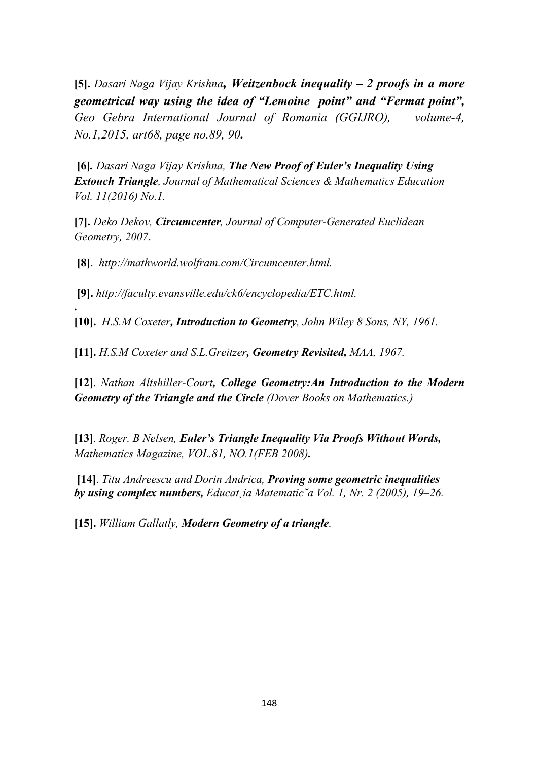**[5].** *Dasari Naga Vijay Krishna**, Weitzenbock inequality – 2 proofs in a more geometrical way using the idea of "Lemoine point" and "Fermat point",*** *Geo Gebra International Journal of Romania (GGIJRO), volume-4, No.1,2015, art68, page no.89, 90**.***

**[6].** *Dasari Naga Vijay Krishna, **The New Proof of Euler's Inequality Using Extouch Triangle**, Journal of Mathematical Sciences & Mathematics Education Vol. 11(2016) No.1.*

**[7].** *Deko Dekov, **Circumcenter**, Journal of Computer-Generated Euclidean Geometry, 2007.*

**[8]**. *http://mathworld.wolfram.com/Circumcenter.html.*

**[9].** *http://faculty.evansville.edu/ck6/encyclopedia/ETC.html.*

**.**

**[10].** *H.S.M Coxeter**, Introduction to Geometry**, John Wiley 8 Sons, NY, 1961.*

**[11].** *H.S.M Coxeter and S.L.Greitzer**, Geometry Revisited,** MAA, 1967.*

**[12]**. *Nathan Altshiller-Court**, College Geometry:An Introduction to the Modern Geometry of the Triangle and the Circle** (Dover Books on Mathematics.)*

**[13]**. *Roger. B Nelsen, **Euler's Triangle Inequality Via Proofs Without Words,** Mathematics Magazine, VOL.81, NO.1(FEB 2008)**.***

**[14]**. *Titu Andreescu and Dorin Andrica, **Proving some geometric inequalities by using complex numbers,** Educat¸ia Matematic˘a Vol. 1, Nr. 2 (2005), 19–26.*

**[15].** *William Gallatly, **Modern Geometry of a triangle**.*